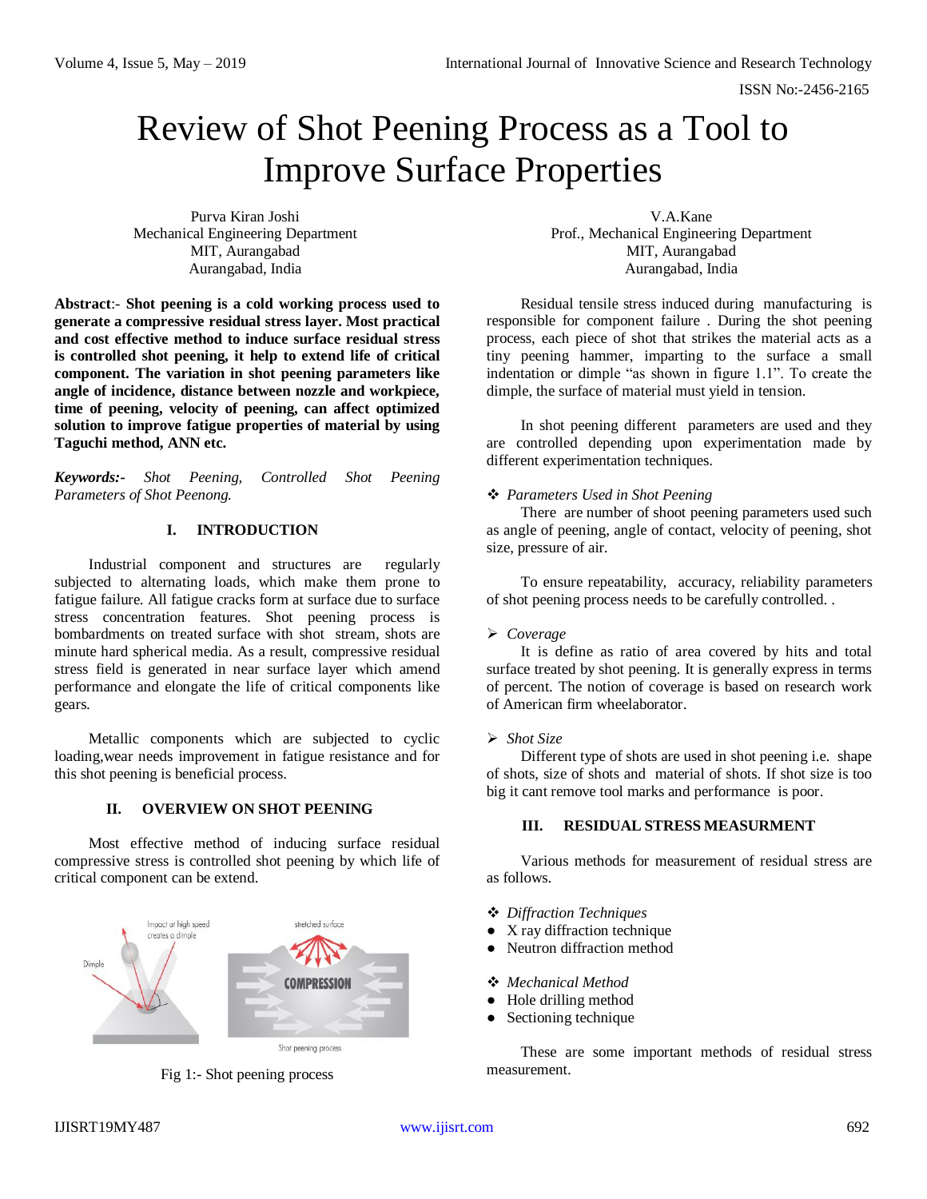# Review of Shot Peening Process as a Tool to Improve Surface Properties

Purva Kiran Joshi
Mechanical Engineering Department
MIT, Aurangabad
Aurangabad, India

V.A.Kane
Prof., Mechanical Engineering Department
MIT, Aurangabad
Aurangabad, India

**Abstract**:- **Shot peening is a cold working process used to generate a compressive residual stress layer. Most practical and cost effective method to induce surface residual stress is controlled shot peening, it help to extend life of critical component. The variation in shot peening parameters like angle of incidence, distance between nozzle and workpiece, time of peening, velocity of peening, can affect optimized solution to improve fatigue properties of material by using Taguchi method, ANN etc.**

***Keywords:-*** *Shot Peening, Controlled Shot Peening Parameters of Shot Peenong.*

## I. INTRODUCTION

Industrial component and structures are regularly subjected to alternating loads, which make them prone to fatigue failure. All fatigue cracks form at surface due to surface stress concentration features. Shot peening process is bombardments on treated surface with shot stream, shots are minute hard spherical media. As a result, compressive residual stress field is generated in near surface layer which amend performance and elongate the life of critical components like gears.

Metallic components which are subjected to cyclic loading,wear needs improvement in fatigue resistance and for this shot peening is beneficial process.

## II. OVERVIEW ON SHOT PEENING

Most effective method of inducing surface residual compressive stress is controlled shot peening by which life of critical component can be extend.

Fig 1:- Shot peening process

Residual tensile stress induced during manufacturing is responsible for component failure . During the shot peening process, each piece of shot that strikes the material acts as a tiny peening hammer, imparting to the surface a small indentation or dimple "as shown in figure 1.1". To create the dimple, the surface of material must yield in tension.

In shot peening different parameters are used and they are controlled depending upon experimentation made by different experimentation techniques.

❖ *Parameters Used in Shot Peening*

There are number of shoot peening parameters used such as angle of peening, angle of contact, velocity of peening, shot size, pressure of air.

To ensure repeatability, accuracy, reliability parameters of shot peening process needs to be carefully controlled. .

➢ *Coverage*

It is define as ratio of area covered by hits and total surface treated by shot peening. It is generally express in terms of percent. The notion of coverage is based on research work of American firm wheelaborator.

➢ *Shot Size*

Different type of shots are used in shot peening i.e. shape of shots, size of shots and material of shots. If shot size is too big it cant remove tool marks and performance is poor.

## III. RESIDUAL STRESS MEASURMENT

Various methods for measurement of residual stress are as follows.

❖ *Diffraction Techniques*

- X ray diffraction technique
- Neutron diffraction method

❖ *Mechanical Method*

- Hole drilling method
- Sectioning technique

These are some important methods of residual stress measurement.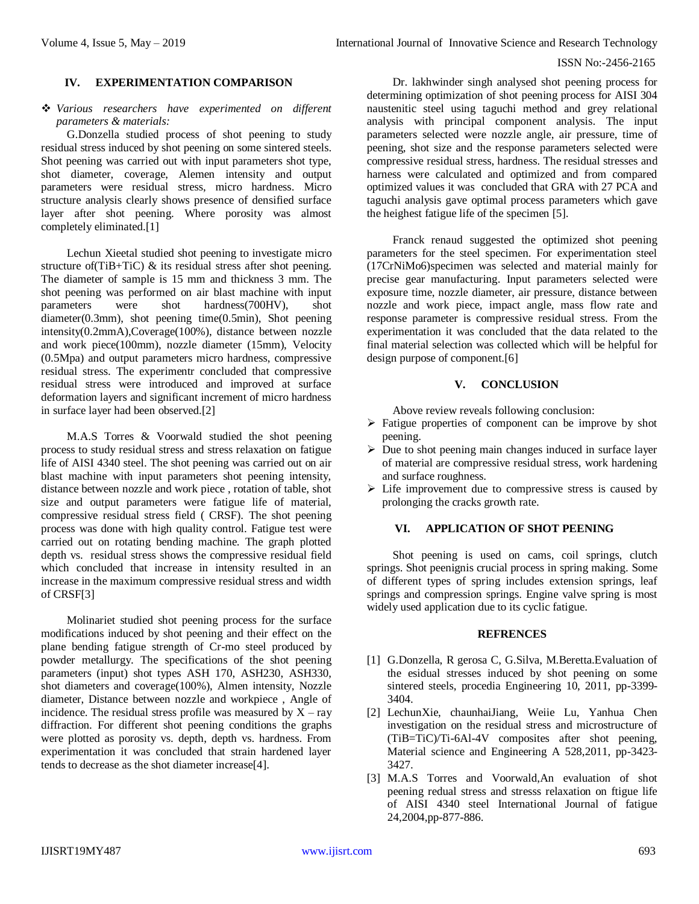## IV. EXPERIMENTATION COMPARISON

- *Various researchers have experimented on different parameters & materials:*

G.Donzella studied process of shot peening to study residual stress induced by shot peening on some sintered steels. Shot peening was carried out with input parameters shot type, shot diameter, coverage, Alemen intensity and output parameters were residual stress, micro hardness. Micro structure analysis clearly shows presence of densified surface layer after shot peening. Where porosity was almost completely eliminated.[1]

Lechun Xieetal studied shot peening to investigate micro structure of(TiB+TiC) & its residual stress after shot peening. The diameter of sample is 15 mm and thickness 3 mm. The shot peening was performed on air blast machine with input parameters were shot hardness(700HV), shot diameter(0.3mm), shot peening time(0.5min), Shot peening intensity(0.2mmA),Coverage(100%), distance between nozzle and work piece(100mm), nozzle diameter (15mm), Velocity (0.5Mpa) and output parameters micro hardness, compressive residual stress. The experimentr concluded that compressive residual stress were introduced and improved at surface deformation layers and significant increment of micro hardness in surface layer had been observed.[2]

M.A.S Torres & Voorwald studied the shot peening process to study residual stress and stress relaxation on fatigue life of AISI 4340 steel. The shot peening was carried out on air blast machine with input parameters shot peening intensity, distance between nozzle and work piece , rotation of table, shot size and output parameters were fatigue life of material, compressive residual stress field ( CRSF). The shot peening process was done with high quality control. Fatigue test were carried out on rotating bending machine. The graph plotted depth vs. residual stress shows the compressive residual field which concluded that increase in intensity resulted in an increase in the maximum compressive residual stress and width of CRSF[3]

Molinariet studied shot peening process for the surface modifications induced by shot peening and their effect on the plane bending fatigue strength of Cr-mo steel produced by powder metallurgy. The specifications of the shot peening parameters (input) shot types ASH 170, ASH230, ASH330, shot diameters and coverage(100%), Almen intensity, Nozzle diameter, Distance between nozzle and workpiece , Angle of incidence. The residual stress profile was measured by X – ray diffraction. For different shot peening conditions the graphs were plotted as porosity vs. depth, depth vs. hardness. From experimentation it was concluded that strain hardened layer tends to decrease as the shot diameter increase[4].

Dr. lakhwinder singh analysed shot peening process for determining optimization of shot peening process for AISI 304 naustenitic steel using taguchi method and grey relational analysis with principal component analysis. The input parameters selected were nozzle angle, air pressure, time of peening, shot size and the response parameters selected were compressive residual stress, hardness. The residual stresses and harness were calculated and optimized and from compared optimized values it was concluded that GRA with 27 PCA and taguchi analysis gave optimal process parameters which gave the heighest fatigue life of the specimen [5].

Franck renaud suggested the optimized shot peening parameters for the steel specimen. For experimentation steel (17CrNiMo6)specimen was selected and material mainly for precise gear manufacturing. Input parameters selected were exposure time, nozzle diameter, air pressure, distance between nozzle and work piece, impact angle, mass flow rate and response parameter is compressive residual stress. From the experimentation it was concluded that the data related to the final material selection was collected which will be helpful for design purpose of component.[6]

## V. CONCLUSION

Above review reveals following conclusion:

- Fatigue properties of component can be improve by shot peening.
- Due to shot peening main changes induced in surface layer of material are compressive residual stress, work hardening and surface roughness.
- Life improvement due to compressive stress is caused by prolonging the cracks growth rate.

## VI. APPLICATION OF SHOT PEENING

Shot peening is used on cams, coil springs, clutch springs. Shot peenignis crucial process in spring making. Some of different types of spring includes extension springs, leaf springs and compression springs. Engine valve spring is most widely used application due to its cyclic fatigue.

## REFRENCES

[1] G.Donzella, R gerosa C, G.Silva, M.Beretta.Evaluation of the esidual stresses induced by shot peening on some sintered steels, procedia Engineering 10, 2011, pp-3399-3404.

[2] LechunXie, chaunhaiJiang, Weiie Lu, Yanhua Chen investigation on the residual stress and microstructure of (TiB=TiC)/Ti-6Al-4V composites after shot peening, Material science and Engineering A 528,2011, pp-3423-3427.

[3] M.A.S Torres and Voorwald,An evaluation of shot peening redual stress and stresss relaxation on ftigue life of AISI 4340 steel International Journal of fatigue 24,2004,pp-877-886.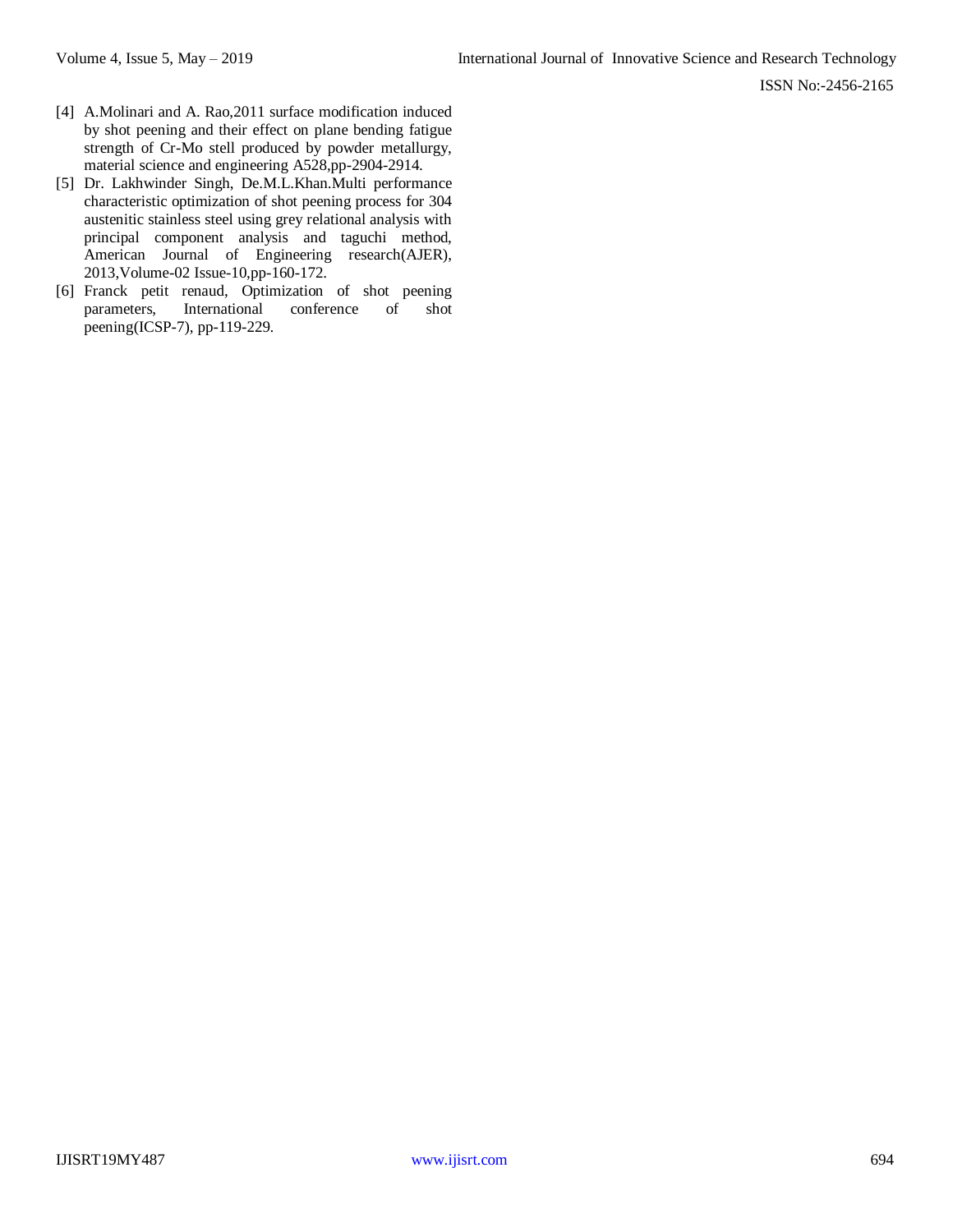[4] A.Molinari and A. Rao,2011 surface modification induced by shot peening and their effect on plane bending fatigue strength of Cr-Mo stell produced by powder metallurgy, material science and engineering A528,pp-2904-2914.

[5] Dr. Lakhwinder Singh, De.M.L.Khan.Multi performance characteristic optimization of shot peening process for 304 austenitic stainless steel using grey relational analysis with principal component analysis and taguchi method, American Journal of Engineering research(AJER), 2013,Volume-02 Issue-10,pp-160-172.

[6] Franck petit renaud, Optimization of shot peening parameters, International conference of shot peening(ICSP-7), pp-119-229.